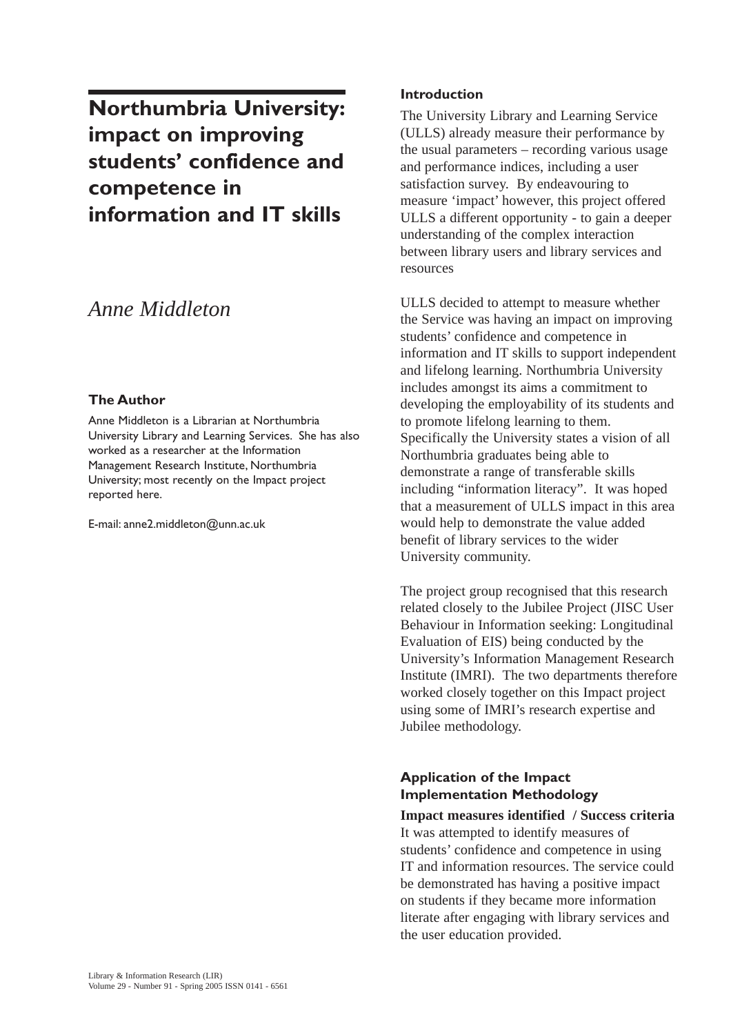# Northumbria University: impact on improving students' confidence and competence in information and IT skills

*Anne Middleton*

### The Author

Anne Middleton is a Librarian at Northumbria University Library and Learning Services. She has also worked as a researcher at the Information Management Research Institute, Northumbria University; most recently on the Impact project reported here.

E-mail: anne2.middleton@unn.ac.uk

## Introduction

The University Library and Learning Service (ULLS) already measure their performance by the usual parameters – recording various usage and performance indices, including a user satisfaction survey. By endeavouring to measure 'impact' however, this project offered ULLS a different opportunity - to gain a deeper understanding of the complex interaction between library users and library services and resources

ULLS decided to attempt to measure whether the Service was having an impact on improving students' confidence and competence in information and IT skills to support independent and lifelong learning. Northumbria University includes amongst its aims a commitment to developing the employability of its students and to promote lifelong learning to them. Specifically the University states a vision of all Northumbria graduates being able to demonstrate a range of transferable skills including "information literacy". It was hoped that a measurement of ULLS impact in this area would help to demonstrate the value added benefit of library services to the wider University community.

The project group recognised that this research related closely to the Jubilee Project (JISC User Behaviour in Information seeking: Longitudinal Evaluation of EIS) being conducted by the University's Information Management Research Institute (IMRI). The two departments therefore worked closely together on this Impact project using some of IMRI's research expertise and Jubilee methodology.

## Application of the Impact Implementation Methodology

**Impact measures identified / Success criteria**

It was attempted to identify measures of students' confidence and competence in using IT and information resources. The service could be demonstrated has having a positive impact on students if they became more information literate after engaging with library services and the user education provided.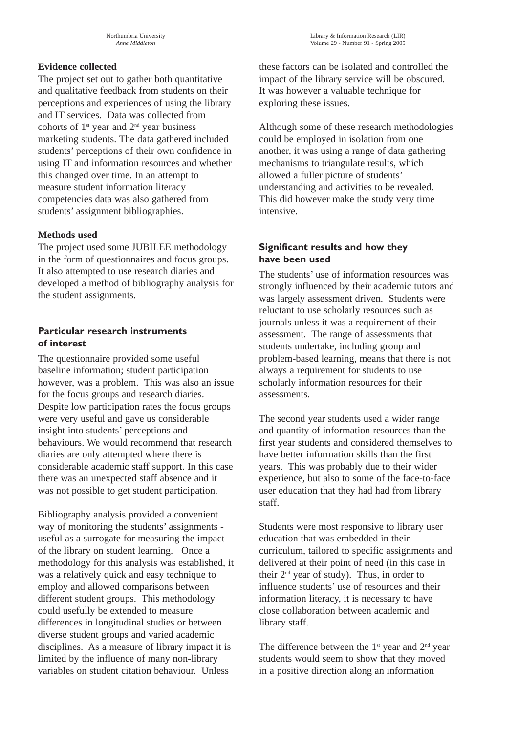### Evidence collected

The project set out to gather both quantitative and qualitative feedback from students on their perceptions and experiences of using the library and IT services. Data was collected from cohorts of 1st year and 2nd year business marketing students. The data gathered included students' perceptions of their own confidence in using IT and information resources and whether this changed over time. In an attempt to measure student information literacy competencies data was also gathered from students' assignment bibliographies.

### Methods used

The project used some JUBILEE methodology in the form of questionnaires and focus groups. It also attempted to use research diaries and developed a method of bibliography analysis for the student assignments.

### Particular research instruments of interest

The questionnaire provided some useful baseline information; student participation however, was a problem. This was also an issue for the focus groups and research diaries. Despite low participation rates the focus groups were very useful and gave us considerable insight into students' perceptions and behaviours. We would recommend that research diaries are only attempted where there is considerable academic staff support. In this case there was an unexpected staff absence and it was not possible to get student participation.

Bibliography analysis provided a convenient way of monitoring the students' assignments - useful as a surrogate for measuring the impact of the library on student learning. Once a methodology for this analysis was established, it was a relatively quick and easy technique to employ and allowed comparisons between different student groups. This methodology could usefully be extended to measure differences in longitudinal studies or between diverse student groups and varied academic disciplines. As a measure of library impact it is limited by the influence of many non-library variables on student citation behaviour. Unless these factors can be isolated and controlled the impact of the library service will be obscured. It was however a valuable technique for exploring these issues.

Although some of these research methodologies could be employed in isolation from one another, it was using a range of data gathering mechanisms to triangulate results, which allowed a fuller picture of students' understanding and activities to be revealed. This did however make the study very time intensive.

### Significant results and how they have been used

The students' use of information resources was strongly influenced by their academic tutors and was largely assessment driven. Students were reluctant to use scholarly resources such as journals unless it was a requirement of their assessment. The range of assessments that students undertake, including group and problem-based learning, means that there is not always a requirement for students to use scholarly information resources for their assessments.

The second year students used a wider range and quantity of information resources than the first year students and considered themselves to have better information skills than the first years. This was probably due to their wider experience, but also to some of the face-to-face user education that they had had from library staff.

Students were most responsive to library user education that was embedded in their curriculum, tailored to specific assignments and delivered at their point of need (in this case in their 2nd year of study). Thus, in order to influence students' use of resources and their information literacy, it is necessary to have close collaboration between academic and library staff.

The difference between the 1st year and 2nd year students would seem to show that they moved in a positive direction along an information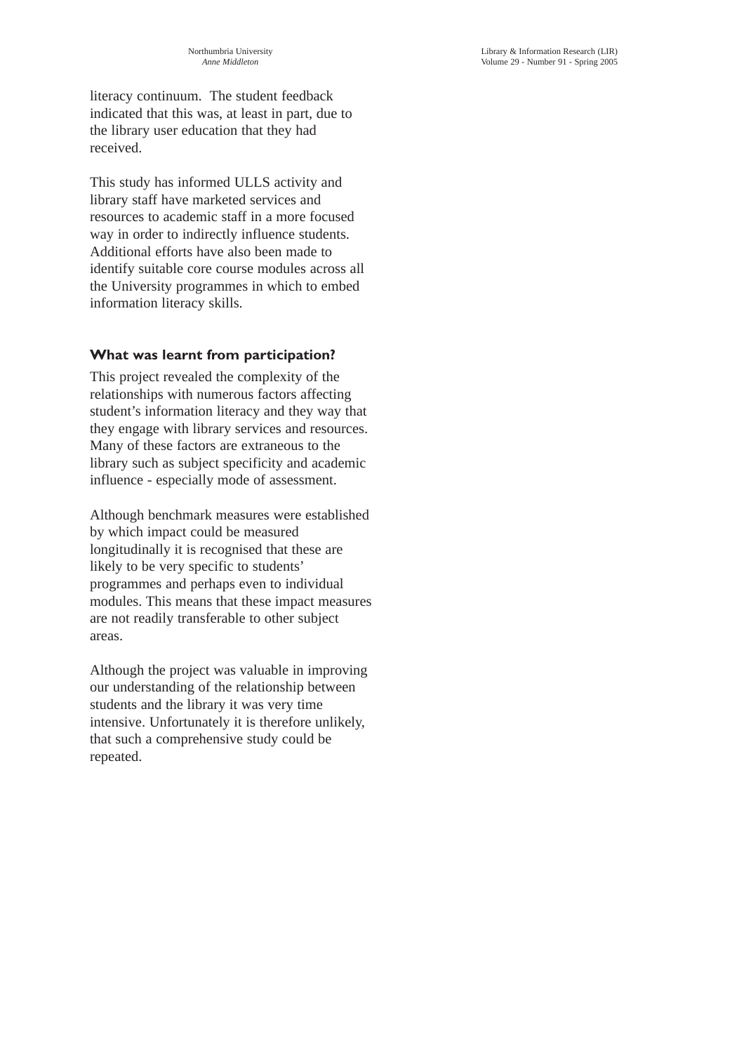literacy continuum. The student feedback indicated that this was, at least in part, due to the library user education that they had received.

This study has informed ULLS activity and library staff have marketed services and resources to academic staff in a more focused way in order to indirectly influence students. Additional efforts have also been made to identify suitable core course modules across all the University programmes in which to embed information literacy skills.

## What was learnt from participation?

This project revealed the complexity of the relationships with numerous factors affecting student's information literacy and they way that they engage with library services and resources. Many of these factors are extraneous to the library such as subject specificity and academic influence - especially mode of assessment.

Although benchmark measures were established by which impact could be measured longitudinally it is recognised that these are likely to be very specific to students' programmes and perhaps even to individual modules. This means that these impact measures are not readily transferable to other subject areas.

Although the project was valuable in improving our understanding of the relationship between students and the library it was very time intensive. Unfortunately it is therefore unlikely, that such a comprehensive study could be repeated.